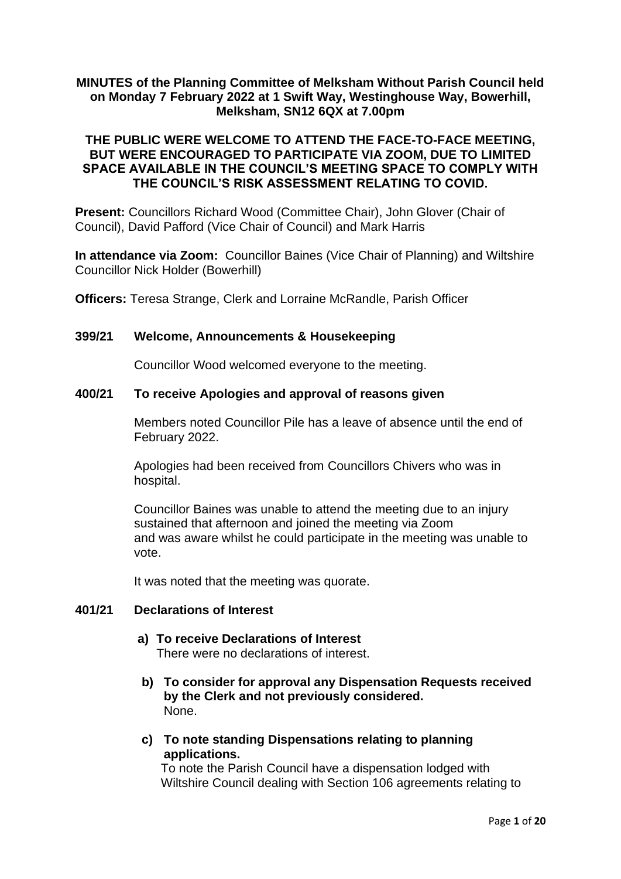**MINUTES of the Planning Committee of Melksham Without Parish Council held on Monday 7 February 2022 at 1 Swift Way, Westinghouse Way, Bowerhill, Melksham, SN12 6QX at 7.00pm**

**THE PUBLIC WERE WELCOME TO ATTEND THE FACE-TO-FACE MEETING, BUT WERE ENCOURAGED TO PARTICIPATE VIA ZOOM, DUE TO LIMITED SPACE AVAILABLE IN THE COUNCIL'S MEETING SPACE TO COMPLY WITH THE COUNCIL'S RISK ASSESSMENT RELATING TO COVID.**

**Present:** Councillors Richard Wood (Committee Chair), John Glover (Chair of Council), David Pafford (Vice Chair of Council) and Mark Harris

**In attendance via Zoom:** Councillor Baines (Vice Chair of Planning) and Wiltshire Councillor Nick Holder (Bowerhill)

**Officers:** Teresa Strange, Clerk and Lorraine McRandle, Parish Officer

**399/21 Welcome, Announcements & Housekeeping**

Councillor Wood welcomed everyone to the meeting.

**400/21 To receive Apologies and approval of reasons given**

Members noted Councillor Pile has a leave of absence until the end of February 2022.

Apologies had been received from Councillors Chivers who was in hospital.

Councillor Baines was unable to attend the meeting due to an injury sustained that afternoon and joined the meeting via Zoom and was aware whilst he could participate in the meeting was unable to vote.

It was noted that the meeting was quorate.

**401/21 Declarations of Interest**

**a) To receive Declarations of Interest**
There were no declarations of interest.

**b) To consider for approval any Dispensation Requests received by the Clerk and not previously considered.**
None.

**c) To note standing Dispensations relating to planning applications.**
To note the Parish Council have a dispensation lodged with Wiltshire Council dealing with Section 106 agreements relating to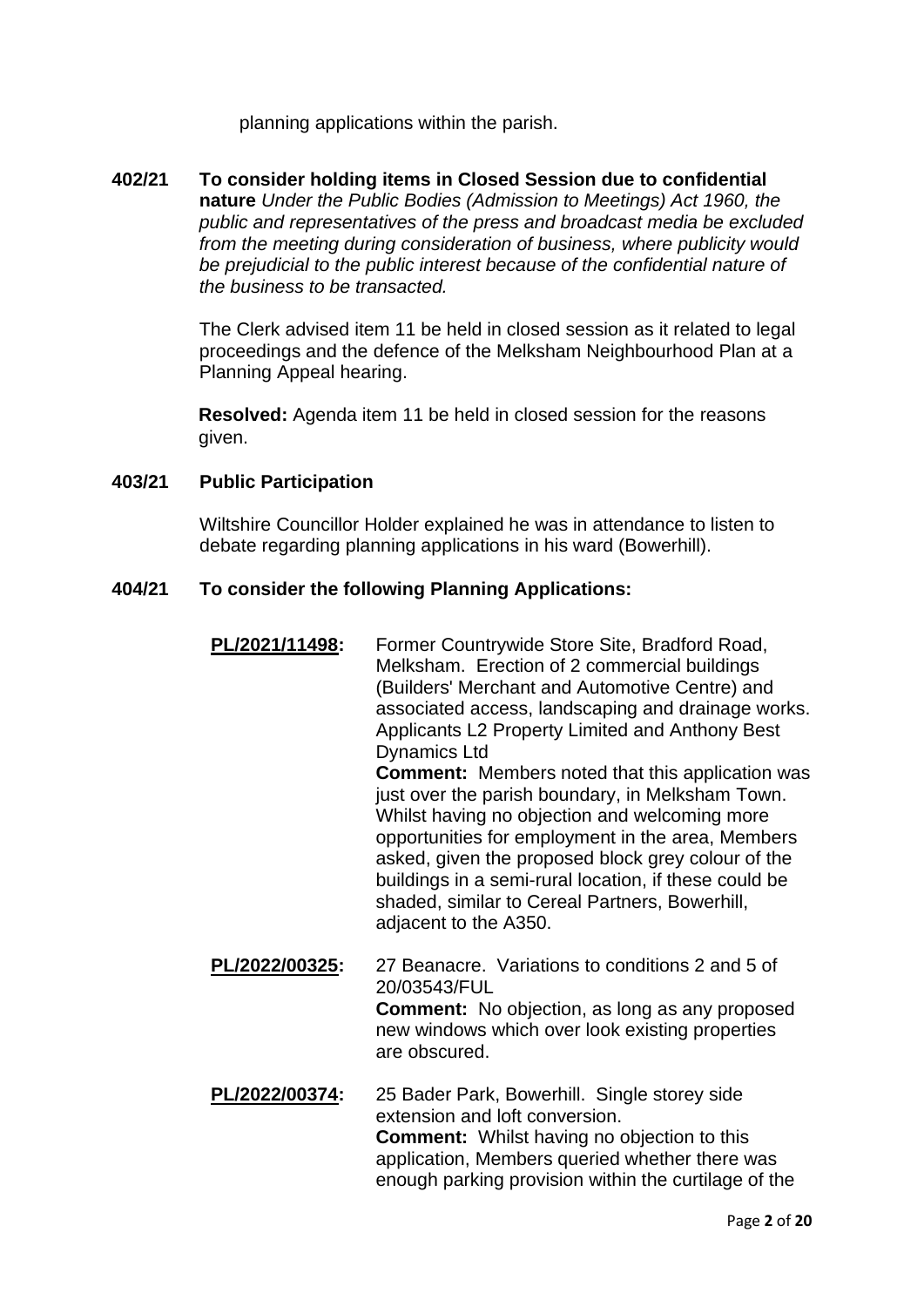planning applications within the parish.

**402/21 To consider holding items in Closed Session due to confidential nature** *Under the Public Bodies (Admission to Meetings) Act 1960, the public and representatives of the press and broadcast media be excluded from the meeting during consideration of business, where publicity would be prejudicial to the public interest because of the confidential nature of the business to be transacted.*

The Clerk advised item 11 be held in closed session as it related to legal proceedings and the defence of the Melksham Neighbourhood Plan at a Planning Appeal hearing.

**Resolved:** Agenda item 11 be held in closed session for the reasons given.

**403/21 Public Participation**

Wiltshire Councillor Holder explained he was in attendance to listen to debate regarding planning applications in his ward (Bowerhill).

**404/21 To consider the following Planning Applications:**

**PL/2021/11498:** Former Countrywide Store Site, Bradford Road, Melksham. Erection of 2 commercial buildings (Builders' Merchant and Automotive Centre) and associated access, landscaping and drainage works. Applicants L2 Property Limited and Anthony Best Dynamics Ltd
**Comment:** Members noted that this application was just over the parish boundary, in Melksham Town. Whilst having no objection and welcoming more opportunities for employment in the area, Members asked, given the proposed block grey colour of the buildings in a semi-rural location, if these could be shaded, similar to Cereal Partners, Bowerhill, adjacent to the A350.

**PL/2022/00325:** 27 Beanacre. Variations to conditions 2 and 5 of 20/03543/FUL
**Comment:** No objection, as long as any proposed new windows which over look existing properties are obscured.

**PL/2022/00374:** 25 Bader Park, Bowerhill. Single storey side extension and loft conversion.
**Comment:** Whilst having no objection to this application, Members queried whether there was enough parking provision within the curtilage of the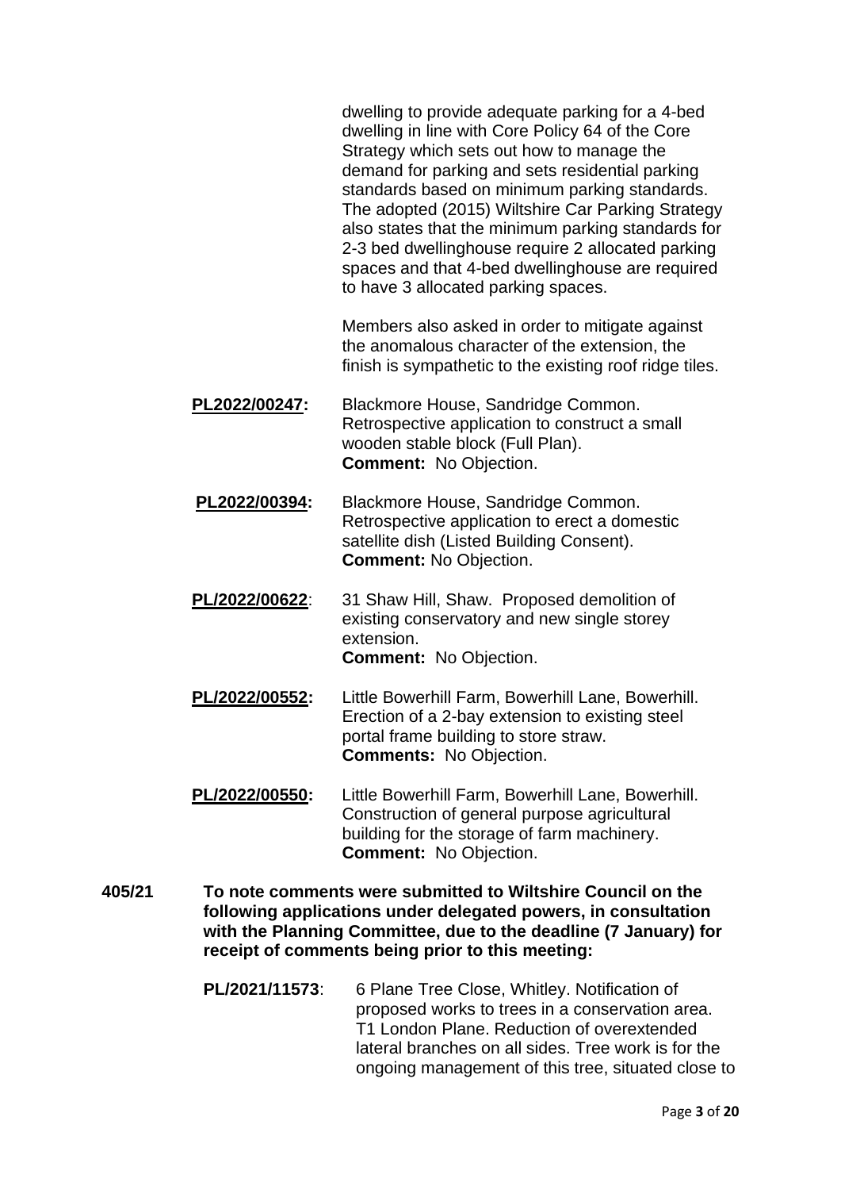dwelling to provide adequate parking for a 4-bed dwelling in line with Core Policy 64 of the Core Strategy which sets out how to manage the demand for parking and sets residential parking standards based on minimum parking standards. The adopted (2015) Wiltshire Car Parking Strategy also states that the minimum parking standards for 2-3 bed dwellinghouse require 2 allocated parking spaces and that 4-bed dwellinghouse are required to have 3 allocated parking spaces.

Members also asked in order to mitigate against the anomalous character of the extension, the finish is sympathetic to the existing roof ridge tiles.

**PL2022/00247:** Blackmore House, Sandridge Common. Retrospective application to construct a small wooden stable block (Full Plan).
**Comment:** No Objection.

**PL2022/00394:** Blackmore House, Sandridge Common. Retrospective application to erect a domestic satellite dish (Listed Building Consent).
**Comment:** No Objection.

**PL/2022/00622**: 31 Shaw Hill, Shaw. Proposed demolition of existing conservatory and new single storey extension.
**Comment:** No Objection.

**PL/2022/00552:** Little Bowerhill Farm, Bowerhill Lane, Bowerhill. Erection of a 2-bay extension to existing steel portal frame building to store straw.
**Comments:** No Objection.

**PL/2022/00550:** Little Bowerhill Farm, Bowerhill Lane, Bowerhill. Construction of general purpose agricultural building for the storage of farm machinery.
**Comment:** No Objection.

**405/21 To note comments were submitted to Wiltshire Council on the following applications under delegated powers, in consultation with the Planning Committee, due to the deadline (7 January) for receipt of comments being prior to this meeting:**

**PL/2021/11573**: 6 Plane Tree Close, Whitley. Notification of proposed works to trees in a conservation area. T1 London Plane. Reduction of overextended lateral branches on all sides. Tree work is for the ongoing management of this tree, situated close to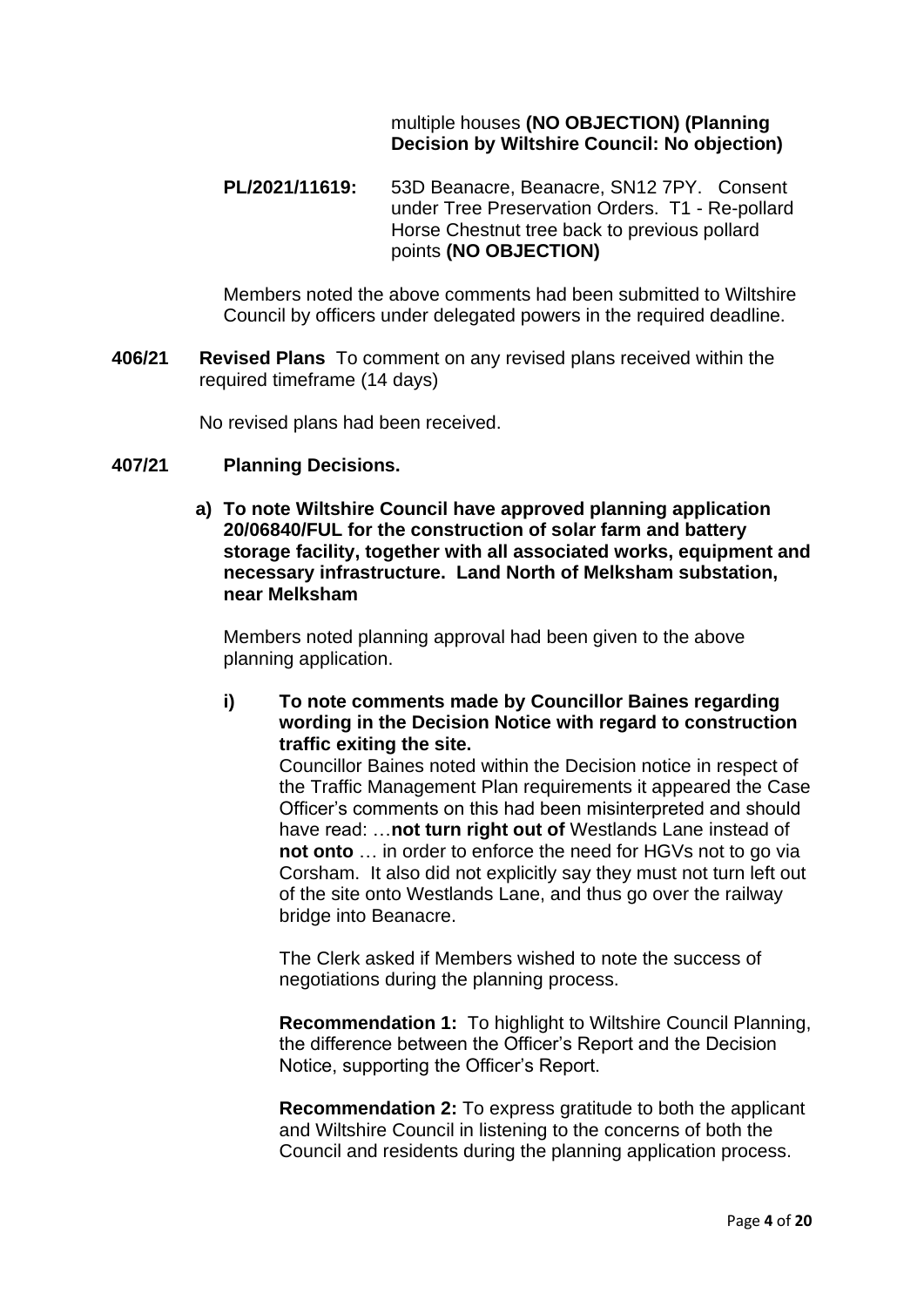multiple houses **(NO OBJECTION) (Planning Decision by Wiltshire Council: No objection)**

**PL/2021/11619:** 53D Beanacre, Beanacre, SN12 7PY. Consent under Tree Preservation Orders. T1 - Re-pollard Horse Chestnut tree back to previous pollard points **(NO OBJECTION)**

Members noted the above comments had been submitted to Wiltshire Council by officers under delegated powers in the required deadline.

**406/21 Revised Plans** To comment on any revised plans received within the required timeframe (14 days)

No revised plans had been received.

**407/21 Planning Decisions.**

**a) To note Wiltshire Council have approved planning application 20/06840/FUL for the construction of solar farm and battery storage facility, together with all associated works, equipment and necessary infrastructure. Land North of Melksham substation, near Melksham**

Members noted planning approval had been given to the above planning application.

**i) To note comments made by Councillor Baines regarding wording in the Decision Notice with regard to construction traffic exiting the site.**

Councillor Baines noted within the Decision notice in respect of the Traffic Management Plan requirements it appeared the Case Officer's comments on this had been misinterpreted and should have read: …**not turn right out of** Westlands Lane instead of **not onto** … in order to enforce the need for HGVs not to go via Corsham. It also did not explicitly say they must not turn left out of the site onto Westlands Lane, and thus go over the railway bridge into Beanacre.

The Clerk asked if Members wished to note the success of negotiations during the planning process.

**Recommendation 1:** To highlight to Wiltshire Council Planning, the difference between the Officer's Report and the Decision Notice, supporting the Officer's Report.

**Recommendation 2:** To express gratitude to both the applicant and Wiltshire Council in listening to the concerns of both the Council and residents during the planning application process.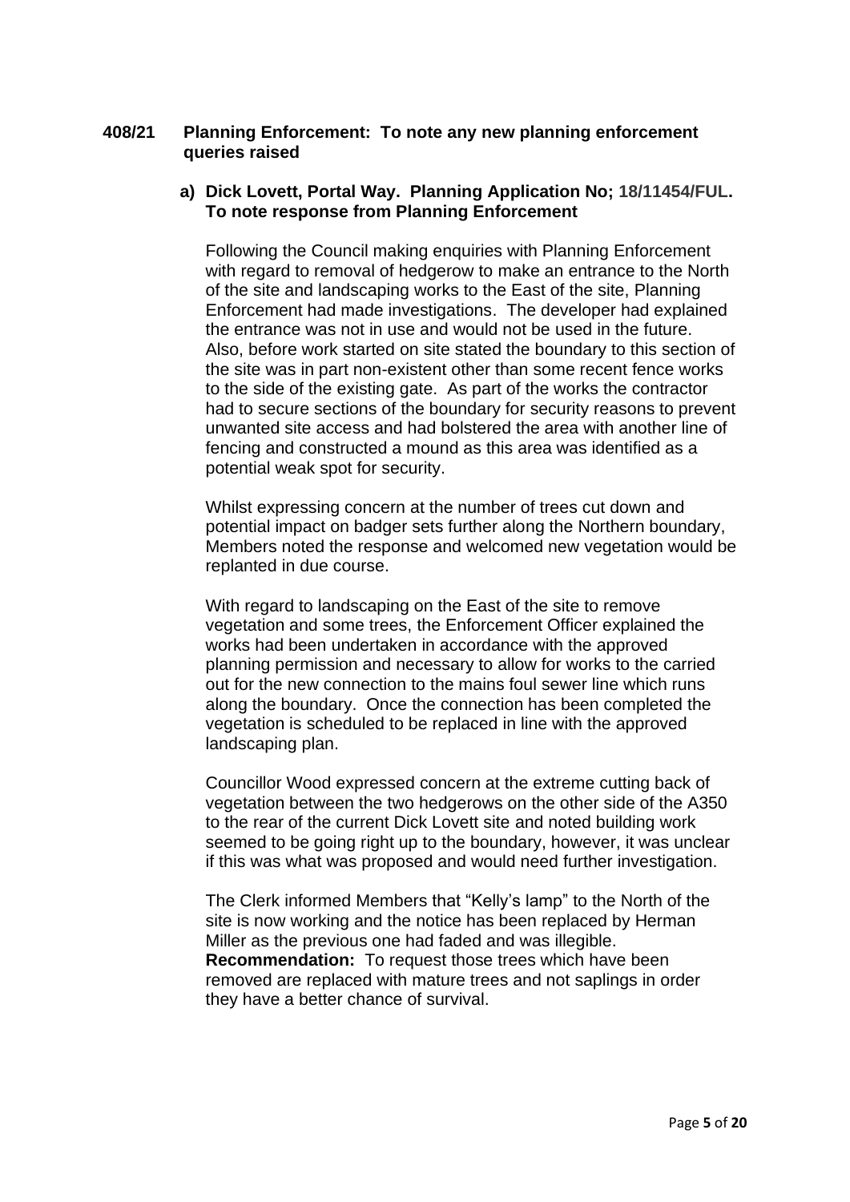**408/21 Planning Enforcement: To note any new planning enforcement queries raised**

**a) Dick Lovett, Portal Way. Planning Application No; 18/11454/FUL. To note response from Planning Enforcement**

Following the Council making enquiries with Planning Enforcement with regard to removal of hedgerow to make an entrance to the North of the site and landscaping works to the East of the site, Planning Enforcement had made investigations. The developer had explained the entrance was not in use and would not be used in the future. Also, before work started on site stated the boundary to this section of the site was in part non-existent other than some recent fence works to the side of the existing gate. As part of the works the contractor had to secure sections of the boundary for security reasons to prevent unwanted site access and had bolstered the area with another line of fencing and constructed a mound as this area was identified as a potential weak spot for security.

Whilst expressing concern at the number of trees cut down and potential impact on badger sets further along the Northern boundary, Members noted the response and welcomed new vegetation would be replanted in due course.

With regard to landscaping on the East of the site to remove vegetation and some trees, the Enforcement Officer explained the works had been undertaken in accordance with the approved planning permission and necessary to allow for works to the carried out for the new connection to the mains foul sewer line which runs along the boundary. Once the connection has been completed the vegetation is scheduled to be replaced in line with the approved landscaping plan.

Councillor Wood expressed concern at the extreme cutting back of vegetation between the two hedgerows on the other side of the A350 to the rear of the current Dick Lovett site and noted building work seemed to be going right up to the boundary, however, it was unclear if this was what was proposed and would need further investigation.

The Clerk informed Members that "Kelly's lamp" to the North of the site is now working and the notice has been replaced by Herman Miller as the previous one had faded and was illegible.
**Recommendation:** To request those trees which have been removed are replaced with mature trees and not saplings in order they have a better chance of survival.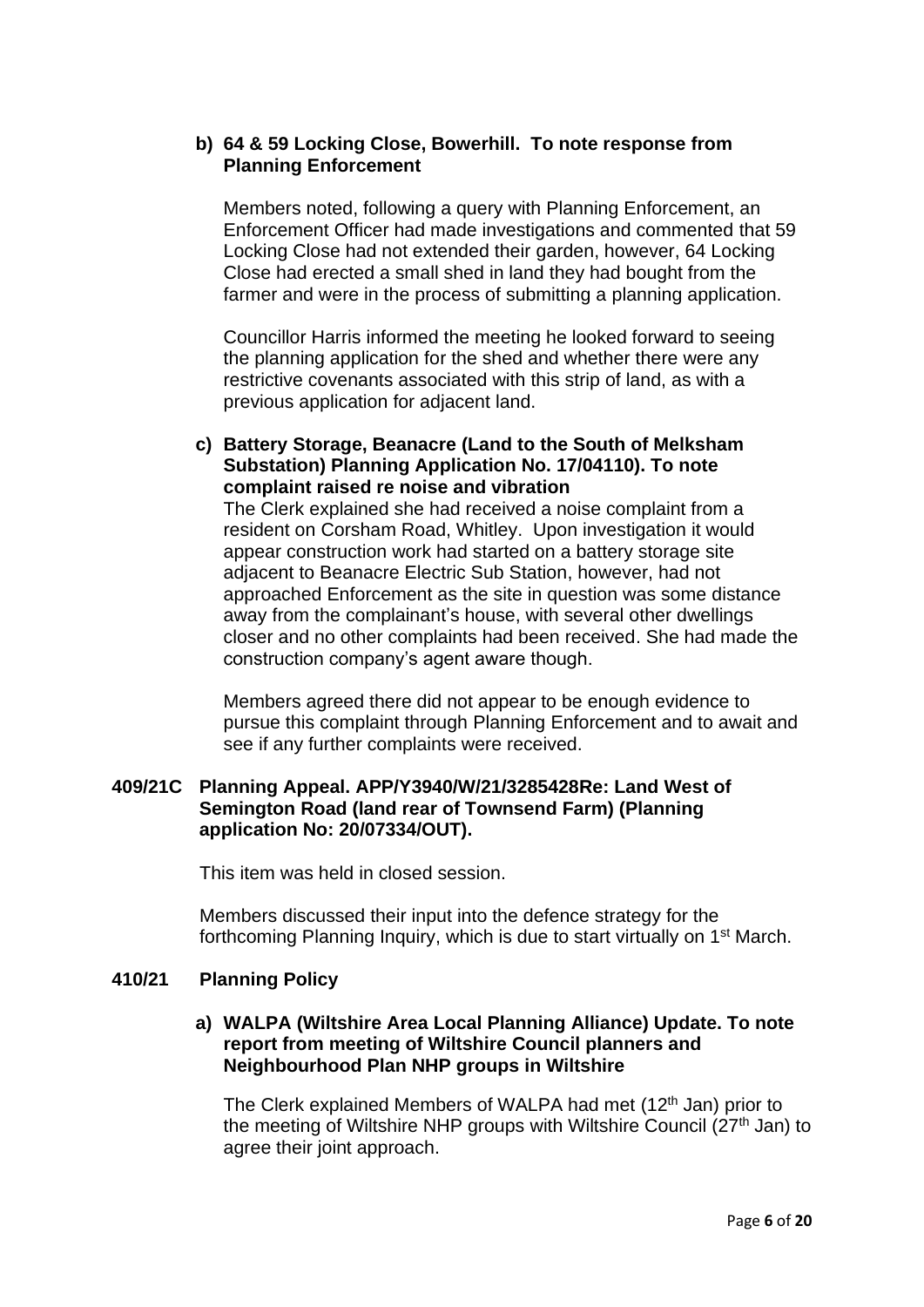**b) 64 & 59 Locking Close, Bowerhill. To note response from Planning Enforcement**

Members noted, following a query with Planning Enforcement, an Enforcement Officer had made investigations and commented that 59 Locking Close had not extended their garden, however, 64 Locking Close had erected a small shed in land they had bought from the farmer and were in the process of submitting a planning application.

Councillor Harris informed the meeting he looked forward to seeing the planning application for the shed and whether there were any restrictive covenants associated with this strip of land, as with a previous application for adjacent land.

**c) Battery Storage, Beanacre (Land to the South of Melksham Substation) Planning Application No. 17/04110). To note complaint raised re noise and vibration**

The Clerk explained she had received a noise complaint from a resident on Corsham Road, Whitley. Upon investigation it would appear construction work had started on a battery storage site adjacent to Beanacre Electric Sub Station, however, had not approached Enforcement as the site in question was some distance away from the complainant's house, with several other dwellings closer and no other complaints had been received. She had made the construction company's agent aware though.

Members agreed there did not appear to be enough evidence to pursue this complaint through Planning Enforcement and to await and see if any further complaints were received.

**409/21C Planning Appeal. APP/Y3940/W/21/3285428Re: Land West of Semington Road (land rear of Townsend Farm) (Planning application No: 20/07334/OUT).**

This item was held in closed session.

Members discussed their input into the defence strategy for the forthcoming Planning Inquiry, which is due to start virtually on 1st March.

**410/21 Planning Policy**

**a) WALPA (Wiltshire Area Local Planning Alliance) Update. To note report from meeting of Wiltshire Council planners and Neighbourhood Plan NHP groups in Wiltshire**

The Clerk explained Members of WALPA had met (12th Jan) prior to the meeting of Wiltshire NHP groups with Wiltshire Council (27th Jan) to agree their joint approach.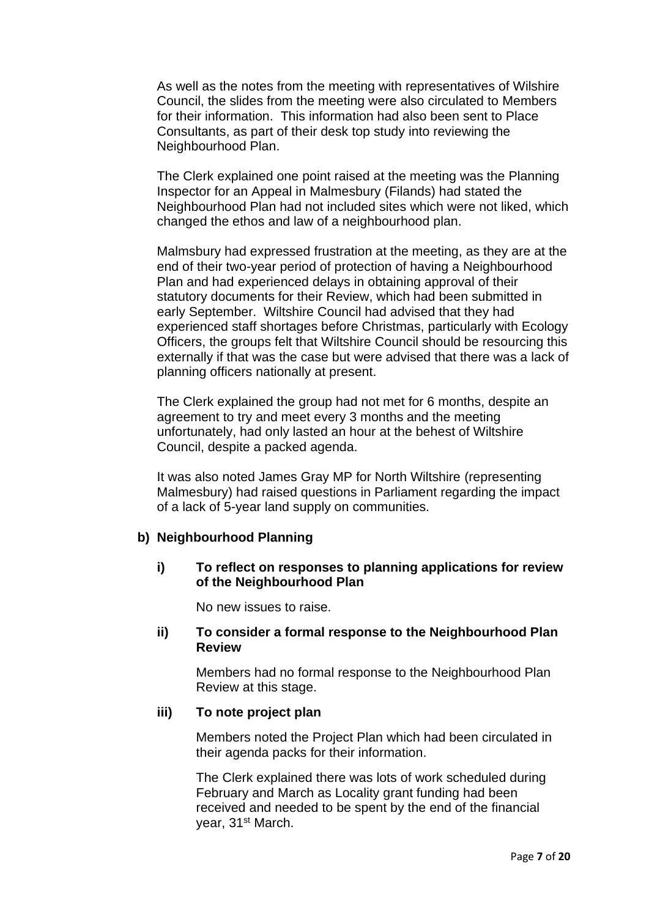As well as the notes from the meeting with representatives of Wilshire Council, the slides from the meeting were also circulated to Members for their information. This information had also been sent to Place Consultants, as part of their desk top study into reviewing the Neighbourhood Plan.

The Clerk explained one point raised at the meeting was the Planning Inspector for an Appeal in Malmesbury (Filands) had stated the Neighbourhood Plan had not included sites which were not liked, which changed the ethos and law of a neighbourhood plan.

Malmsbury had expressed frustration at the meeting, as they are at the end of their two-year period of protection of having a Neighbourhood Plan and had experienced delays in obtaining approval of their statutory documents for their Review, which had been submitted in early September. Wiltshire Council had advised that they had experienced staff shortages before Christmas, particularly with Ecology Officers, the groups felt that Wiltshire Council should be resourcing this externally if that was the case but were advised that there was a lack of planning officers nationally at present.

The Clerk explained the group had not met for 6 months, despite an agreement to try and meet every 3 months and the meeting unfortunately, had only lasted an hour at the behest of Wiltshire Council, despite a packed agenda.

It was also noted James Gray MP for North Wiltshire (representing Malmesbury) had raised questions in Parliament regarding the impact of a lack of 5-year land supply on communities.

**b) Neighbourhood Planning**

**i) To reflect on responses to planning applications for review of the Neighbourhood Plan**

No new issues to raise.

**ii) To consider a formal response to the Neighbourhood Plan Review**

Members had no formal response to the Neighbourhood Plan Review at this stage.

**iii) To note project plan**

Members noted the Project Plan which had been circulated in their agenda packs for their information.

The Clerk explained there was lots of work scheduled during February and March as Locality grant funding had been received and needed to be spent by the end of the financial year, 31st March.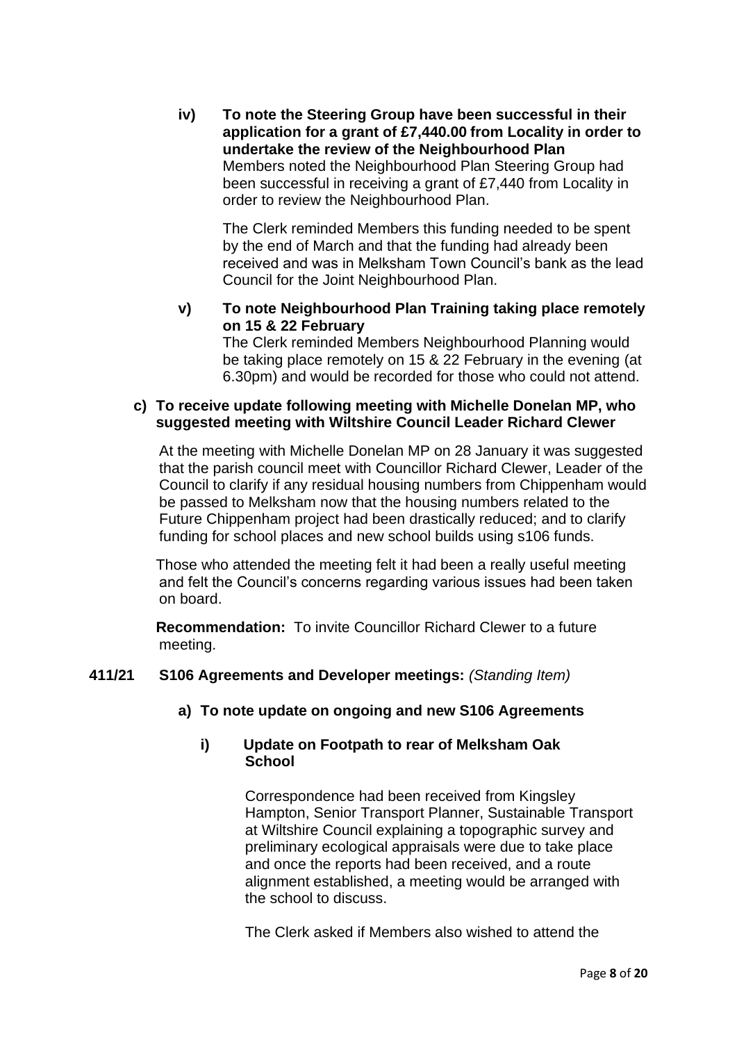**iv) To note the Steering Group have been successful in their application for a grant of £7,440.00 from Locality in order to undertake the review of the Neighbourhood Plan**

Members noted the Neighbourhood Plan Steering Group had been successful in receiving a grant of £7,440 from Locality in order to review the Neighbourhood Plan.

The Clerk reminded Members this funding needed to be spent by the end of March and that the funding had already been received and was in Melksham Town Council's bank as the lead Council for the Joint Neighbourhood Plan.

**v) To note Neighbourhood Plan Training taking place remotely on 15 & 22 February**

The Clerk reminded Members Neighbourhood Planning would be taking place remotely on 15 & 22 February in the evening (at 6.30pm) and would be recorded for those who could not attend.

**c) To receive update following meeting with Michelle Donelan MP, who suggested meeting with Wiltshire Council Leader Richard Clewer**

At the meeting with Michelle Donelan MP on 28 January it was suggested that the parish council meet with Councillor Richard Clewer, Leader of the Council to clarify if any residual housing numbers from Chippenham would be passed to Melksham now that the housing numbers related to the Future Chippenham project had been drastically reduced; and to clarify funding for school places and new school builds using s106 funds.

Those who attended the meeting felt it had been a really useful meeting and felt the Council's concerns regarding various issues had been taken on board.

**Recommendation:** To invite Councillor Richard Clewer to a future meeting.

**411/21 S106 Agreements and Developer meetings:** *(Standing Item)*

**a) To note update on ongoing and new S106 Agreements**

**i) Update on Footpath to rear of Melksham Oak School**

Correspondence had been received from Kingsley Hampton, Senior Transport Planner, Sustainable Transport at Wiltshire Council explaining a topographic survey and preliminary ecological appraisals were due to take place and once the reports had been received, and a route alignment established, a meeting would be arranged with the school to discuss.

The Clerk asked if Members also wished to attend the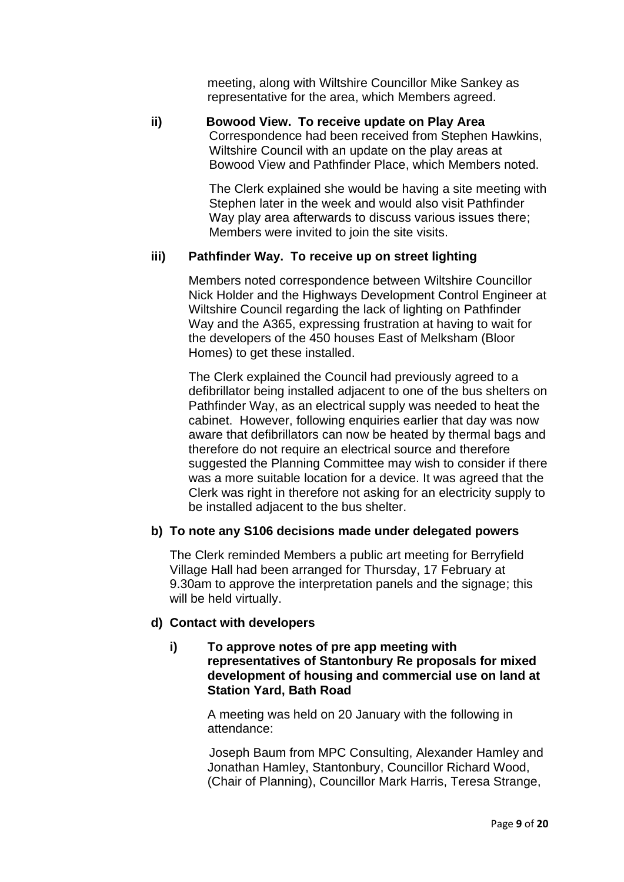meeting, along with Wiltshire Councillor Mike Sankey as representative for the area, which Members agreed.

**ii) Bowood View. To receive update on Play Area**

Correspondence had been received from Stephen Hawkins, Wiltshire Council with an update on the play areas at Bowood View and Pathfinder Place, which Members noted.

The Clerk explained she would be having a site meeting with Stephen later in the week and would also visit Pathfinder Way play area afterwards to discuss various issues there; Members were invited to join the site visits.

**iii) Pathfinder Way. To receive up on street lighting**

Members noted correspondence between Wiltshire Councillor Nick Holder and the Highways Development Control Engineer at Wiltshire Council regarding the lack of lighting on Pathfinder Way and the A365, expressing frustration at having to wait for the developers of the 450 houses East of Melksham (Bloor Homes) to get these installed.

The Clerk explained the Council had previously agreed to a defibrillator being installed adjacent to one of the bus shelters on Pathfinder Way, as an electrical supply was needed to heat the cabinet. However, following enquiries earlier that day was now aware that defibrillators can now be heated by thermal bags and therefore do not require an electrical source and therefore suggested the Planning Committee may wish to consider if there was a more suitable location for a device. It was agreed that the Clerk was right in therefore not asking for an electricity supply to be installed adjacent to the bus shelter.

**b) To note any S106 decisions made under delegated powers**

The Clerk reminded Members a public art meeting for Berryfield Village Hall had been arranged for Thursday, 17 February at 9.30am to approve the interpretation panels and the signage; this will be held virtually.

**d) Contact with developers**

**i) To approve notes of pre app meeting with representatives of Stantonbury Re proposals for mixed development of housing and commercial use on land at Station Yard, Bath Road**

A meeting was held on 20 January with the following in attendance:

Joseph Baum from MPC Consulting, Alexander Hamley and Jonathan Hamley, Stantonbury, Councillor Richard Wood, (Chair of Planning), Councillor Mark Harris, Teresa Strange,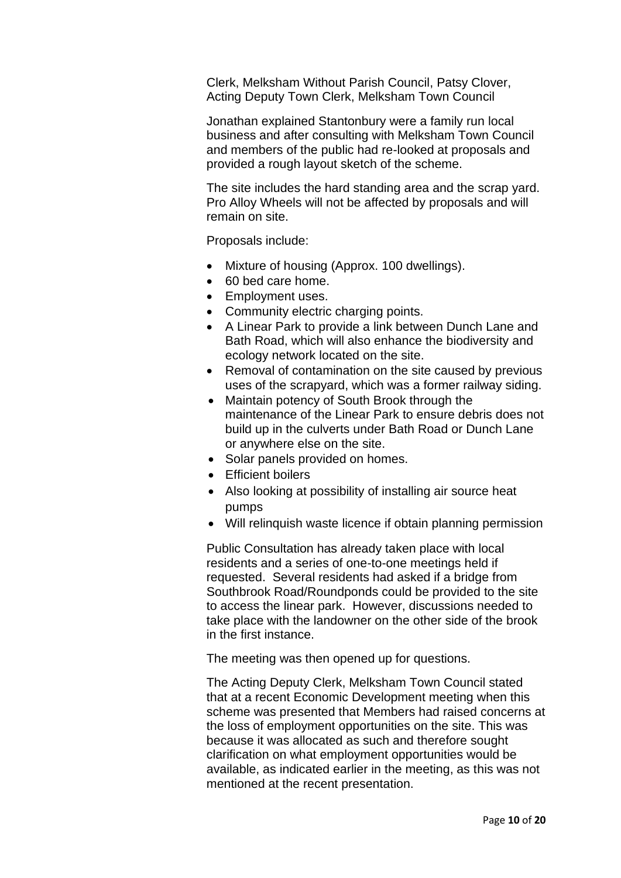Clerk, Melksham Without Parish Council, Patsy Clover, Acting Deputy Town Clerk, Melksham Town Council

Jonathan explained Stantonbury were a family run local business and after consulting with Melksham Town Council and members of the public had re-looked at proposals and provided a rough layout sketch of the scheme.

The site includes the hard standing area and the scrap yard. Pro Alloy Wheels will not be affected by proposals and will remain on site.

Proposals include:

- Mixture of housing (Approx. 100 dwellings).
- 60 bed care home.
- Employment uses.
- Community electric charging points.
- A Linear Park to provide a link between Dunch Lane and Bath Road, which will also enhance the biodiversity and ecology network located on the site.
- Removal of contamination on the site caused by previous uses of the scrapyard, which was a former railway siding.
- Maintain potency of South Brook through the maintenance of the Linear Park to ensure debris does not build up in the culverts under Bath Road or Dunch Lane or anywhere else on the site.
- Solar panels provided on homes.
- Efficient boilers
- Also looking at possibility of installing air source heat pumps
- Will relinquish waste licence if obtain planning permission

Public Consultation has already taken place with local residents and a series of one-to-one meetings held if requested. Several residents had asked if a bridge from Southbrook Road/Roundponds could be provided to the site to access the linear park. However, discussions needed to take place with the landowner on the other side of the brook in the first instance.

The meeting was then opened up for questions.

The Acting Deputy Clerk, Melksham Town Council stated that at a recent Economic Development meeting when this scheme was presented that Members had raised concerns at the loss of employment opportunities on the site. This was because it was allocated as such and therefore sought clarification on what employment opportunities would be available, as indicated earlier in the meeting, as this was not mentioned at the recent presentation.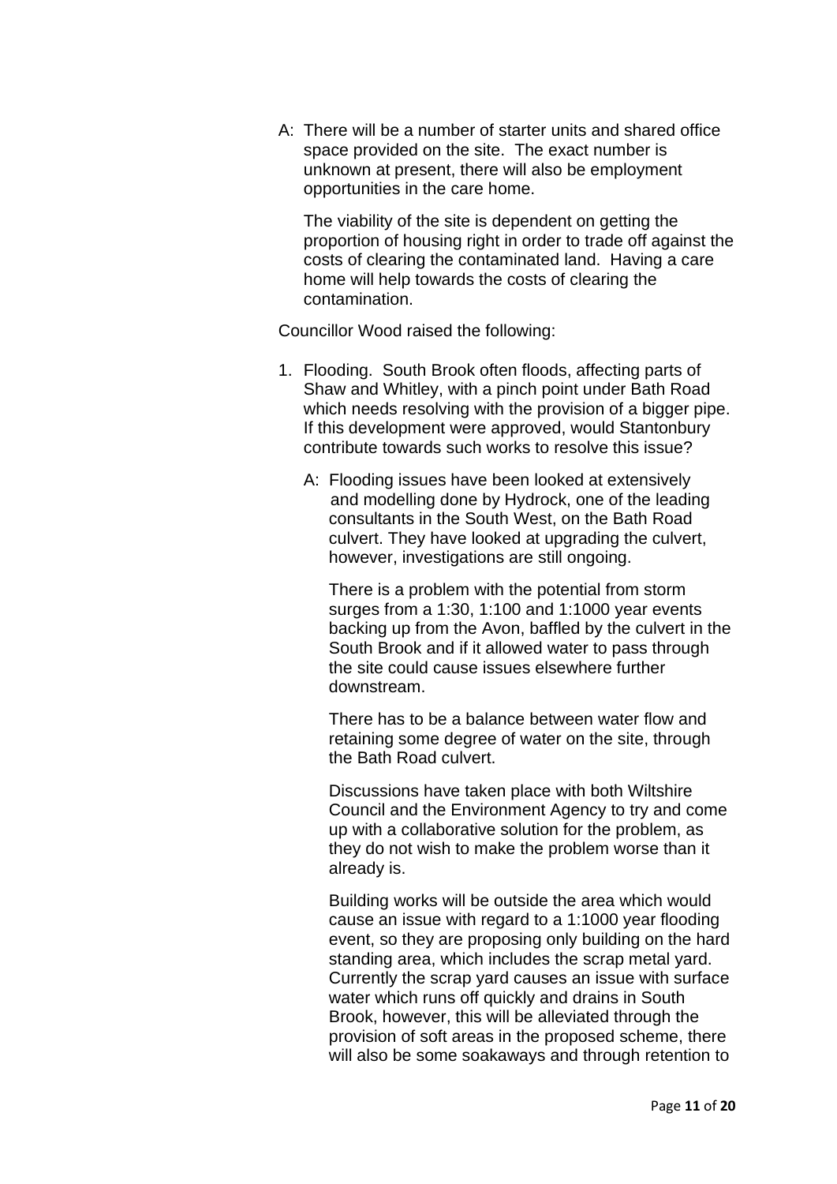A: There will be a number of starter units and shared office space provided on the site. The exact number is unknown at present, there will also be employment opportunities in the care home.

The viability of the site is dependent on getting the proportion of housing right in order to trade off against the costs of clearing the contaminated land. Having a care home will help towards the costs of clearing the contamination.

Councillor Wood raised the following:

1. Flooding. South Brook often floods, affecting parts of Shaw and Whitley, with a pinch point under Bath Road which needs resolving with the provision of a bigger pipe. If this development were approved, would Stantonbury contribute towards such works to resolve this issue?

   A: Flooding issues have been looked at extensively and modelling done by Hydrock, one of the leading consultants in the South West, on the Bath Road culvert. They have looked at upgrading the culvert, however, investigations are still ongoing.

   There is a problem with the potential from storm surges from a 1:30, 1:100 and 1:1000 year events backing up from the Avon, baffled by the culvert in the South Brook and if it allowed water to pass through the site could cause issues elsewhere further downstream.

   There has to be a balance between water flow and retaining some degree of water on the site, through the Bath Road culvert.

   Discussions have taken place with both Wiltshire Council and the Environment Agency to try and come up with a collaborative solution for the problem, as they do not wish to make the problem worse than it already is.

   Building works will be outside the area which would cause an issue with regard to a 1:1000 year flooding event, so they are proposing only building on the hard standing area, which includes the scrap metal yard. Currently the scrap yard causes an issue with surface water which runs off quickly and drains in South Brook, however, this will be alleviated through the provision of soft areas in the proposed scheme, there will also be some soakaways and through retention to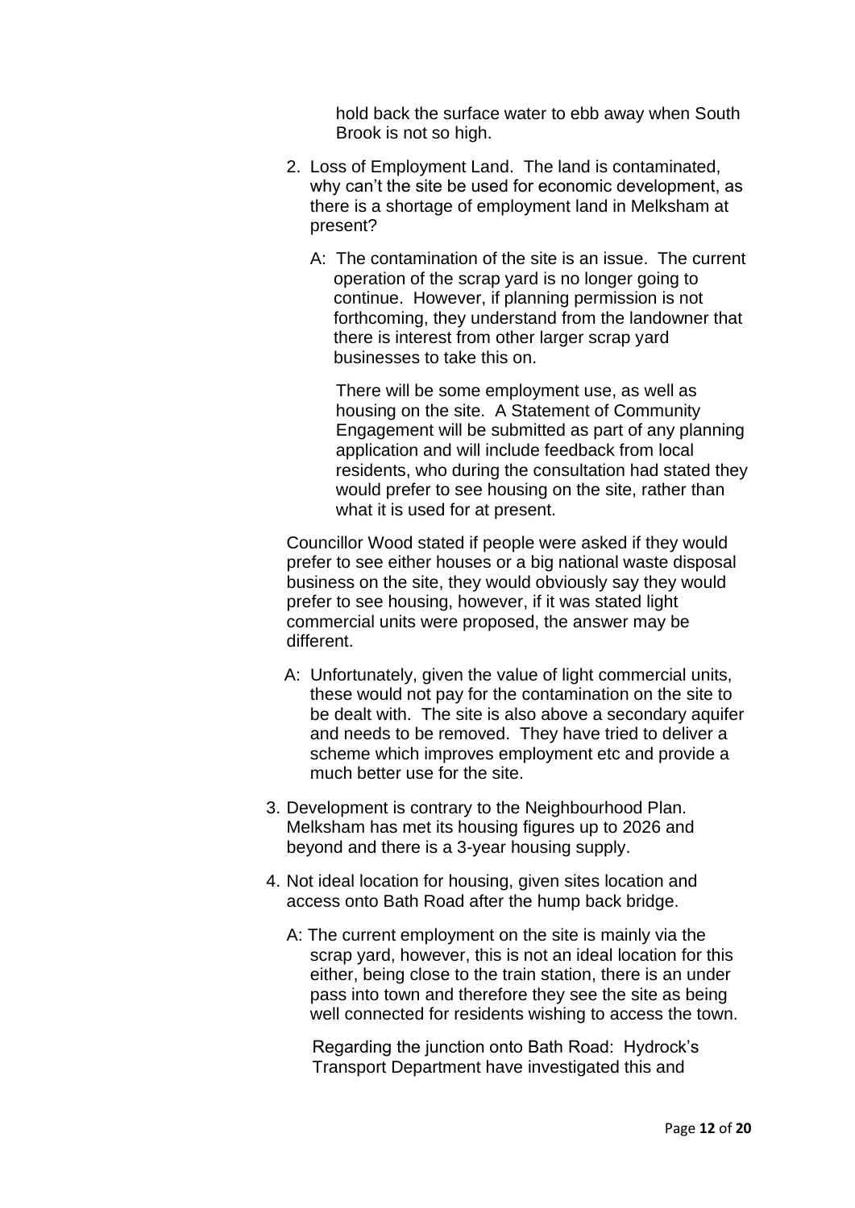hold back the surface water to ebb away when South Brook is not so high.

2. Loss of Employment Land. The land is contaminated, why can't the site be used for economic development, as there is a shortage of employment land in Melksham at present?

   A: The contamination of the site is an issue. The current operation of the scrap yard is no longer going to continue. However, if planning permission is not forthcoming, they understand from the landowner that there is interest from other larger scrap yard businesses to take this on.

   There will be some employment use, as well as housing on the site. A Statement of Community Engagement will be submitted as part of any planning application and will include feedback from local residents, who during the consultation had stated they would prefer to see housing on the site, rather than what it is used for at present.

   Councillor Wood stated if people were asked if they would prefer to see either houses or a big national waste disposal business on the site, they would obviously say they would prefer to see housing, however, if it was stated light commercial units were proposed, the answer may be different.

   A: Unfortunately, given the value of light commercial units, these would not pay for the contamination on the site to be dealt with. The site is also above a secondary aquifer and needs to be removed. They have tried to deliver a scheme which improves employment etc and provide a much better use for the site.

3. Development is contrary to the Neighbourhood Plan. Melksham has met its housing figures up to 2026 and beyond and there is a 3-year housing supply.

4. Not ideal location for housing, given sites location and access onto Bath Road after the hump back bridge.

   A: The current employment on the site is mainly via the scrap yard, however, this is not an ideal location for this either, being close to the train station, there is an under pass into town and therefore they see the site as being well connected for residents wishing to access the town.

   Regarding the junction onto Bath Road: Hydrock's Transport Department have investigated this and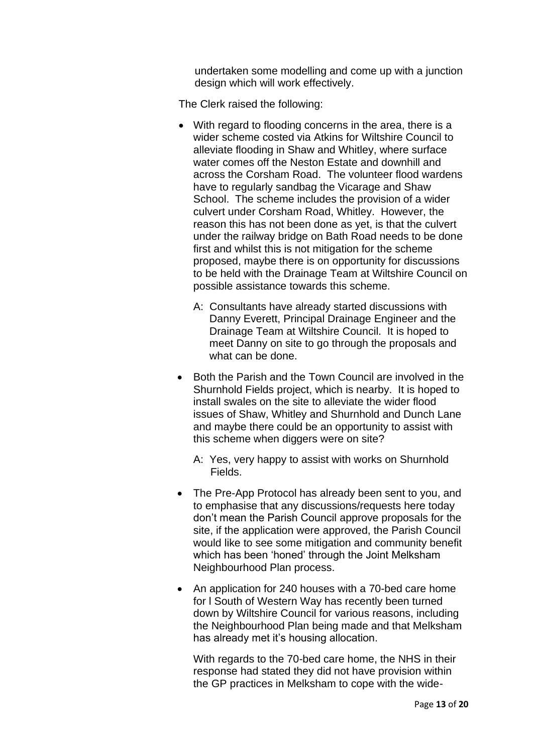undertaken some modelling and come up with a junction design which will work effectively.

The Clerk raised the following:

- With regard to flooding concerns in the area, there is a wider scheme costed via Atkins for Wiltshire Council to alleviate flooding in Shaw and Whitley, where surface water comes off the Neston Estate and downhill and across the Corsham Road. The volunteer flood wardens have to regularly sandbag the Vicarage and Shaw School. The scheme includes the provision of a wider culvert under Corsham Road, Whitley. However, the reason this has not been done as yet, is that the culvert under the railway bridge on Bath Road needs to be done first and whilst this is not mitigation for the scheme proposed, maybe there is on opportunity for discussions to be held with the Drainage Team at Wiltshire Council on possible assistance towards this scheme.

  A: Consultants have already started discussions with Danny Everett, Principal Drainage Engineer and the Drainage Team at Wiltshire Council. It is hoped to meet Danny on site to go through the proposals and what can be done.

- Both the Parish and the Town Council are involved in the Shurnhold Fields project, which is nearby. It is hoped to install swales on the site to alleviate the wider flood issues of Shaw, Whitley and Shurnhold and Dunch Lane and maybe there could be an opportunity to assist with this scheme when diggers were on site?

  A: Yes, very happy to assist with works on Shurnhold Fields.

- The Pre-App Protocol has already been sent to you, and to emphasise that any discussions/requests here today don't mean the Parish Council approve proposals for the site, if the application were approved, the Parish Council would like to see some mitigation and community benefit which has been 'honed' through the Joint Melksham Neighbourhood Plan process.

- An application for 240 houses with a 70-bed care home for l South of Western Way has recently been turned down by Wiltshire Council for various reasons, including the Neighbourhood Plan being made and that Melksham has already met it's housing allocation.

  With regards to the 70-bed care home, the NHS in their response had stated they did not have provision within the GP practices in Melksham to cope with the wide-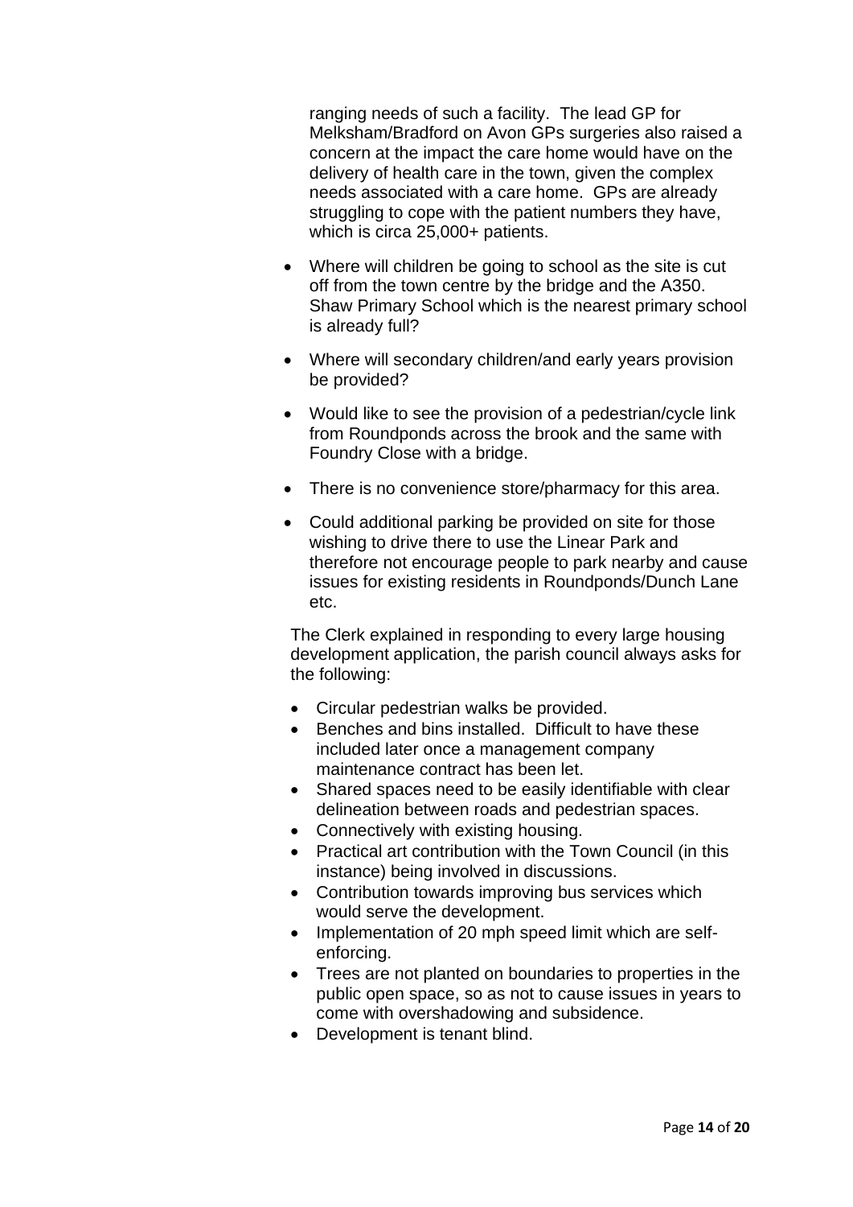ranging needs of such a facility. The lead GP for Melksham/Bradford on Avon GPs surgeries also raised a concern at the impact the care home would have on the delivery of health care in the town, given the complex needs associated with a care home. GPs are already struggling to cope with the patient numbers they have, which is circa 25,000+ patients.

- Where will children be going to school as the site is cut off from the town centre by the bridge and the A350. Shaw Primary School which is the nearest primary school is already full?
- Where will secondary children/and early years provision be provided?
- Would like to see the provision of a pedestrian/cycle link from Roundponds across the brook and the same with Foundry Close with a bridge.
- There is no convenience store/pharmacy for this area.
- Could additional parking be provided on site for those wishing to drive there to use the Linear Park and therefore not encourage people to park nearby and cause issues for existing residents in Roundponds/Dunch Lane etc.

The Clerk explained in responding to every large housing development application, the parish council always asks for the following:

- Circular pedestrian walks be provided.
- Benches and bins installed. Difficult to have these included later once a management company maintenance contract has been let.
- Shared spaces need to be easily identifiable with clear delineation between roads and pedestrian spaces.
- Connectively with existing housing.
- Practical art contribution with the Town Council (in this instance) being involved in discussions.
- Contribution towards improving bus services which would serve the development.
- Implementation of 20 mph speed limit which are self-enforcing.
- Trees are not planted on boundaries to properties in the public open space, so as not to cause issues in years to come with overshadowing and subsidence.
- Development is tenant blind.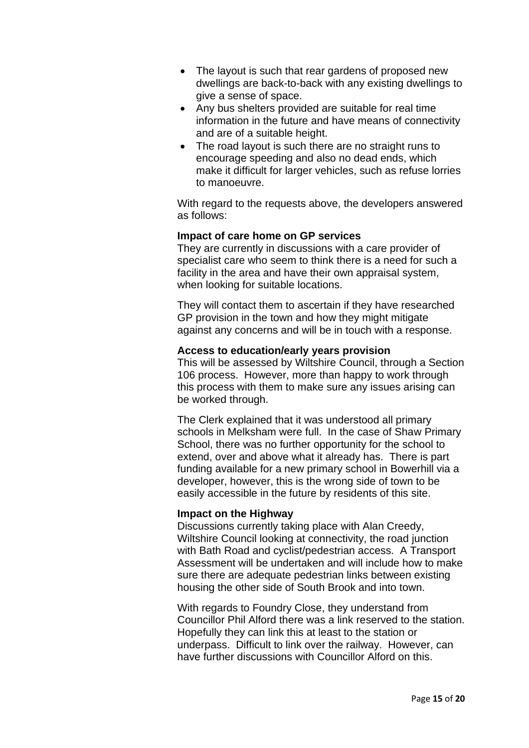- The layout is such that rear gardens of proposed new dwellings are back-to-back with any existing dwellings to give a sense of space.
- Any bus shelters provided are suitable for real time information in the future and have means of connectivity and are of a suitable height.
- The road layout is such there are no straight runs to encourage speeding and also no dead ends, which make it difficult for larger vehicles, such as refuse lorries to manoeuvre.

With regard to the requests above, the developers answered as follows:

**Impact of care home on GP services**
They are currently in discussions with a care provider of specialist care who seem to think there is a need for such a facility in the area and have their own appraisal system, when looking for suitable locations.

They will contact them to ascertain if they have researched GP provision in the town and how they might mitigate against any concerns and will be in touch with a response.

**Access to education/early years provision**
This will be assessed by Wiltshire Council, through a Section 106 process. However, more than happy to work through this process with them to make sure any issues arising can be worked through.

The Clerk explained that it was understood all primary schools in Melksham were full. In the case of Shaw Primary School, there was no further opportunity for the school to extend, over and above what it already has. There is part funding available for a new primary school in Bowerhill via a developer, however, this is the wrong side of town to be easily accessible in the future by residents of this site.

**Impact on the Highway**
Discussions currently taking place with Alan Creedy, Wiltshire Council looking at connectivity, the road junction with Bath Road and cyclist/pedestrian access. A Transport Assessment will be undertaken and will include how to make sure there are adequate pedestrian links between existing housing the other side of South Brook and into town.

With regards to Foundry Close, they understand from Councillor Phil Alford there was a link reserved to the station. Hopefully they can link this at least to the station or underpass. Difficult to link over the railway. However, can have further discussions with Councillor Alford on this.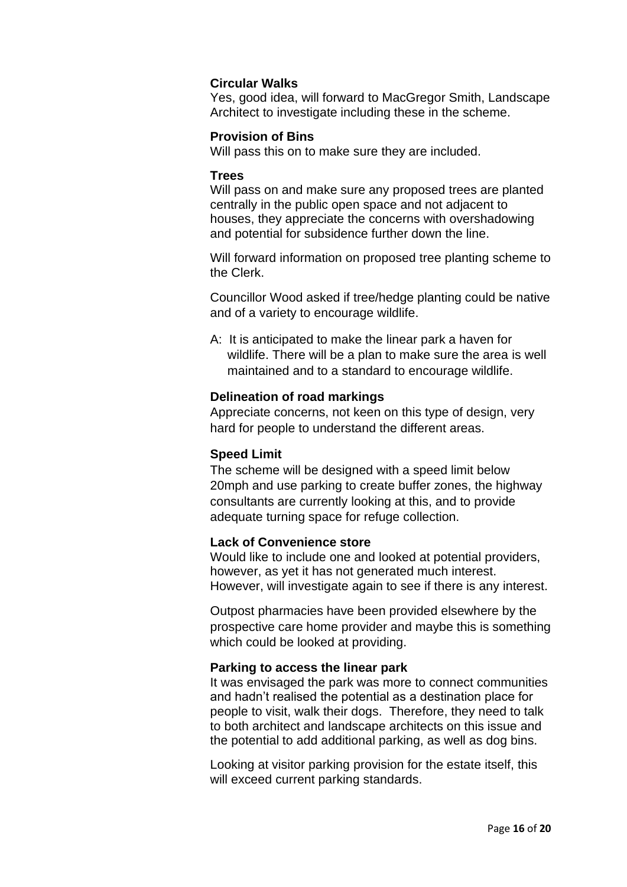**Circular Walks**
Yes, good idea, will forward to MacGregor Smith, Landscape Architect to investigate including these in the scheme.

**Provision of Bins**
Will pass this on to make sure they are included.

**Trees**
Will pass on and make sure any proposed trees are planted centrally in the public open space and not adjacent to houses, they appreciate the concerns with overshadowing and potential for subsidence further down the line.

Will forward information on proposed tree planting scheme to the Clerk.

Councillor Wood asked if tree/hedge planting could be native and of a variety to encourage wildlife.

A: It is anticipated to make the linear park a haven for wildlife. There will be a plan to make sure the area is well maintained and to a standard to encourage wildlife.

**Delineation of road markings**
Appreciate concerns, not keen on this type of design, very hard for people to understand the different areas.

**Speed Limit**
The scheme will be designed with a speed limit below 20mph and use parking to create buffer zones, the highway consultants are currently looking at this, and to provide adequate turning space for refuge collection.

**Lack of Convenience store**
Would like to include one and looked at potential providers, however, as yet it has not generated much interest. However, will investigate again to see if there is any interest.

Outpost pharmacies have been provided elsewhere by the prospective care home provider and maybe this is something which could be looked at providing.

**Parking to access the linear park**
It was envisaged the park was more to connect communities and hadn't realised the potential as a destination place for people to visit, walk their dogs. Therefore, they need to talk to both architect and landscape architects on this issue and the potential to add additional parking, as well as dog bins.

Looking at visitor parking provision for the estate itself, this will exceed current parking standards.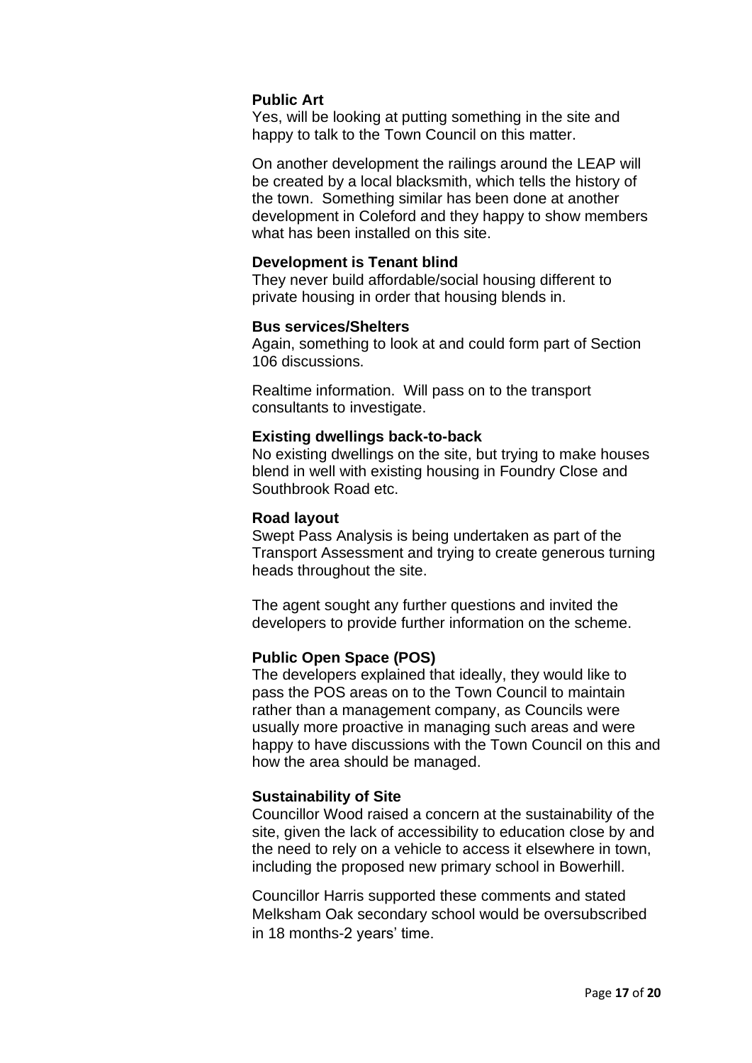**Public Art**
Yes, will be looking at putting something in the site and happy to talk to the Town Council on this matter.

On another development the railings around the LEAP will be created by a local blacksmith, which tells the history of the town. Something similar has been done at another development in Coleford and they happy to show members what has been installed on this site.

**Development is Tenant blind**
They never build affordable/social housing different to private housing in order that housing blends in.

**Bus services/Shelters**
Again, something to look at and could form part of Section 106 discussions.

Realtime information. Will pass on to the transport consultants to investigate.

**Existing dwellings back-to-back**
No existing dwellings on the site, but trying to make houses blend in well with existing housing in Foundry Close and Southbrook Road etc.

**Road layout**
Swept Pass Analysis is being undertaken as part of the Transport Assessment and trying to create generous turning heads throughout the site.

The agent sought any further questions and invited the developers to provide further information on the scheme.

**Public Open Space (POS)**
The developers explained that ideally, they would like to pass the POS areas on to the Town Council to maintain rather than a management company, as Councils were usually more proactive in managing such areas and were happy to have discussions with the Town Council on this and how the area should be managed.

**Sustainability of Site**
Councillor Wood raised a concern at the sustainability of the site, given the lack of accessibility to education close by and the need to rely on a vehicle to access it elsewhere in town, including the proposed new primary school in Bowerhill.

Councillor Harris supported these comments and stated Melksham Oak secondary school would be oversubscribed in 18 months-2 years' time.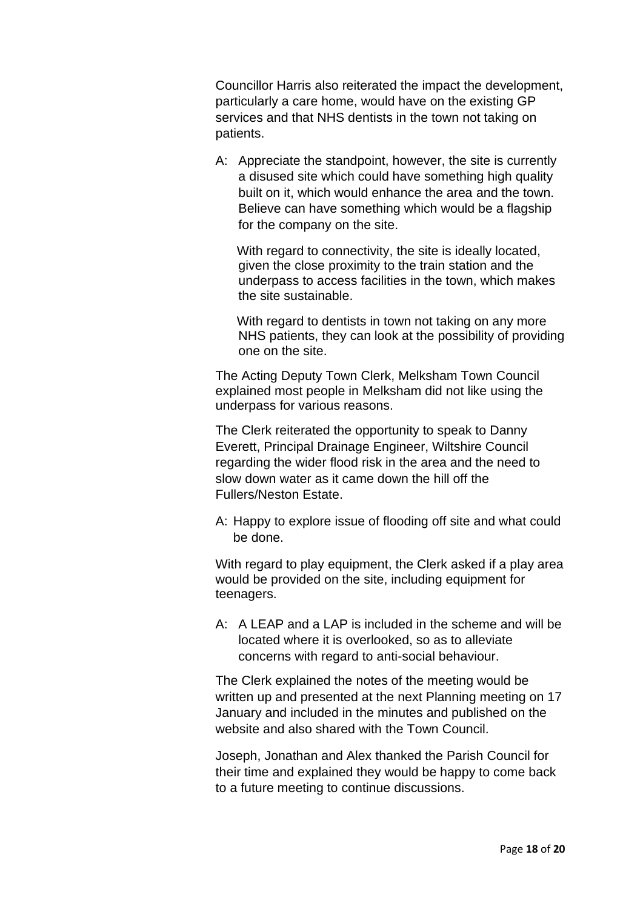Councillor Harris also reiterated the impact the development, particularly a care home, would have on the existing GP services and that NHS dentists in the town not taking on patients.

A: Appreciate the standpoint, however, the site is currently a disused site which could have something high quality built on it, which would enhance the area and the town. Believe can have something which would be a flagship for the company on the site.

With regard to connectivity, the site is ideally located, given the close proximity to the train station and the underpass to access facilities in the town, which makes the site sustainable.

With regard to dentists in town not taking on any more NHS patients, they can look at the possibility of providing one on the site.

The Acting Deputy Town Clerk, Melksham Town Council explained most people in Melksham did not like using the underpass for various reasons.

The Clerk reiterated the opportunity to speak to Danny Everett, Principal Drainage Engineer, Wiltshire Council regarding the wider flood risk in the area and the need to slow down water as it came down the hill off the Fullers/Neston Estate.

A: Happy to explore issue of flooding off site and what could be done.

With regard to play equipment, the Clerk asked if a play area would be provided on the site, including equipment for teenagers.

A: A LEAP and a LAP is included in the scheme and will be located where it is overlooked, so as to alleviate concerns with regard to anti-social behaviour.

The Clerk explained the notes of the meeting would be written up and presented at the next Planning meeting on 17 January and included in the minutes and published on the website and also shared with the Town Council.

Joseph, Jonathan and Alex thanked the Parish Council for their time and explained they would be happy to come back to a future meeting to continue discussions.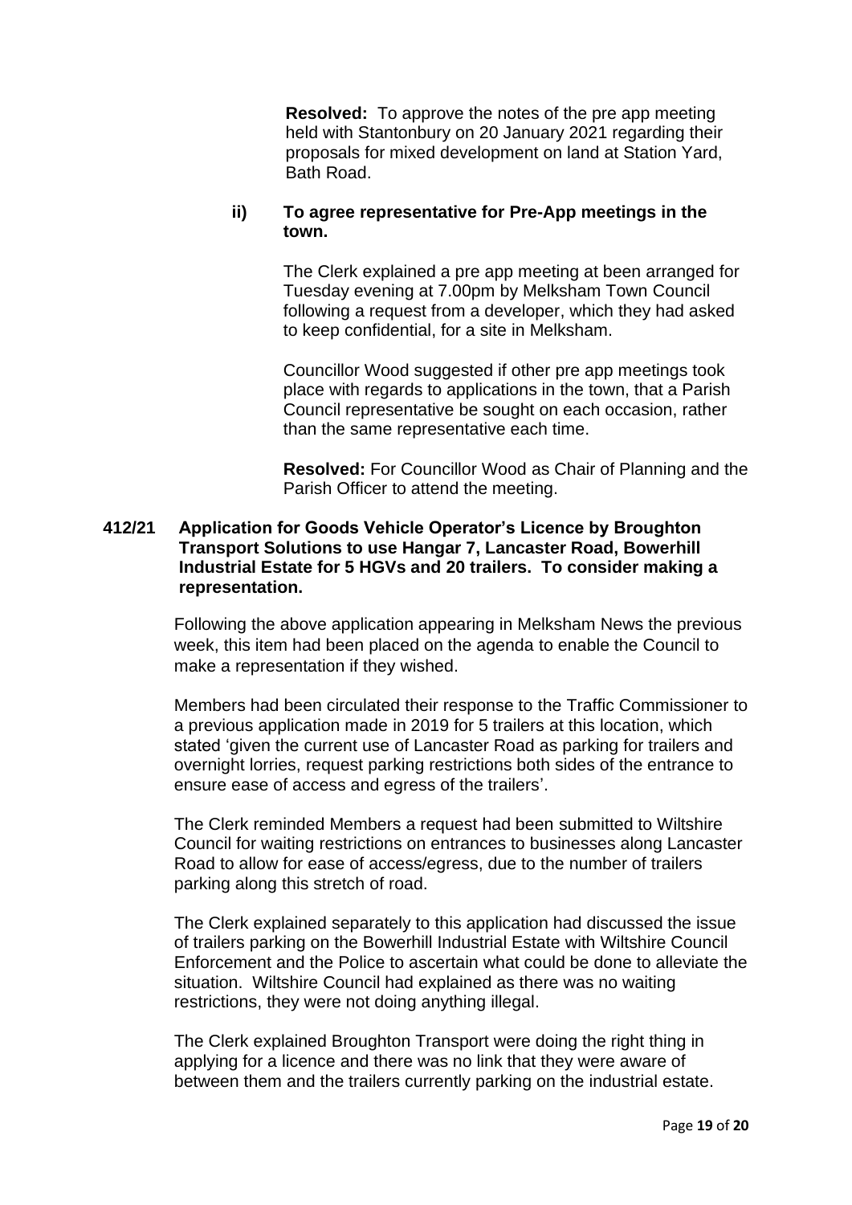**Resolved:** To approve the notes of the pre app meeting held with Stantonbury on 20 January 2021 regarding their proposals for mixed development on land at Station Yard, Bath Road.

**ii) To agree representative for Pre-App meetings in the town.**

The Clerk explained a pre app meeting at been arranged for Tuesday evening at 7.00pm by Melksham Town Council following a request from a developer, which they had asked to keep confidential, for a site in Melksham.

Councillor Wood suggested if other pre app meetings took place with regards to applications in the town, that a Parish Council representative be sought on each occasion, rather than the same representative each time.

**Resolved:** For Councillor Wood as Chair of Planning and the Parish Officer to attend the meeting.

**412/21 Application for Goods Vehicle Operator's Licence by Broughton Transport Solutions to use Hangar 7, Lancaster Road, Bowerhill Industrial Estate for 5 HGVs and 20 trailers. To consider making a representation.**

Following the above application appearing in Melksham News the previous week, this item had been placed on the agenda to enable the Council to make a representation if they wished.

Members had been circulated their response to the Traffic Commissioner to a previous application made in 2019 for 5 trailers at this location, which stated 'given the current use of Lancaster Road as parking for trailers and overnight lorries, request parking restrictions both sides of the entrance to ensure ease of access and egress of the trailers'.

The Clerk reminded Members a request had been submitted to Wiltshire Council for waiting restrictions on entrances to businesses along Lancaster Road to allow for ease of access/egress, due to the number of trailers parking along this stretch of road.

The Clerk explained separately to this application had discussed the issue of trailers parking on the Bowerhill Industrial Estate with Wiltshire Council Enforcement and the Police to ascertain what could be done to alleviate the situation. Wiltshire Council had explained as there was no waiting restrictions, they were not doing anything illegal.

The Clerk explained Broughton Transport were doing the right thing in applying for a licence and there was no link that they were aware of between them and the trailers currently parking on the industrial estate.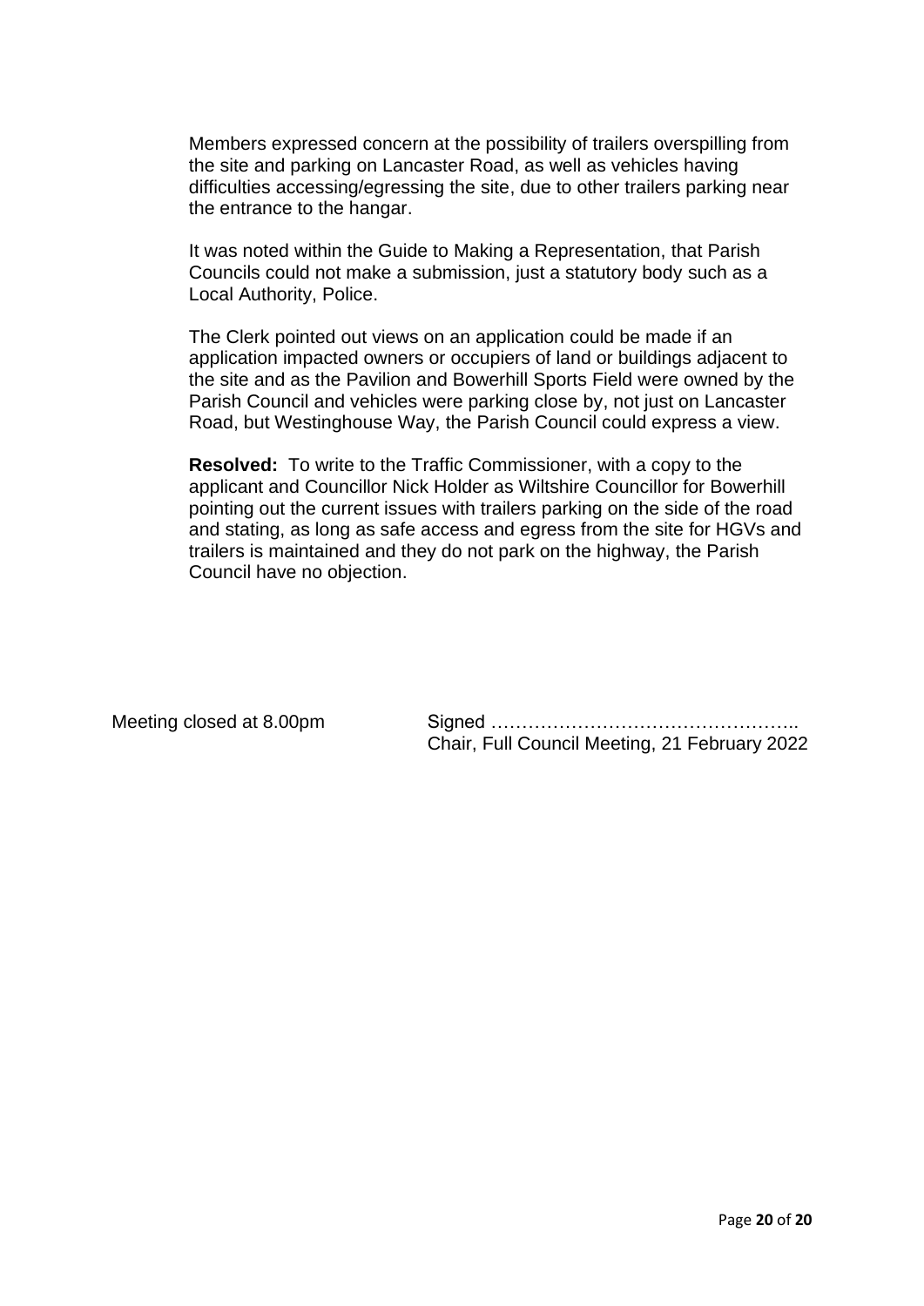Members expressed concern at the possibility of trailers overspilling from the site and parking on Lancaster Road, as well as vehicles having difficulties accessing/egressing the site, due to other trailers parking near the entrance to the hangar.

It was noted within the Guide to Making a Representation, that Parish Councils could not make a submission, just a statutory body such as a Local Authority, Police.

The Clerk pointed out views on an application could be made if an application impacted owners or occupiers of land or buildings adjacent to the site and as the Pavilion and Bowerhill Sports Field were owned by the Parish Council and vehicles were parking close by, not just on Lancaster Road, but Westinghouse Way, the Parish Council could express a view.

**Resolved:** To write to the Traffic Commissioner, with a copy to the applicant and Councillor Nick Holder as Wiltshire Councillor for Bowerhill pointing out the current issues with trailers parking on the side of the road and stating, as long as safe access and egress from the site for HGVs and trailers is maintained and they do not park on the highway, the Parish Council have no objection.

Meeting closed at 8.00pm

Signed …………………………………………..
Chair, Full Council Meeting, 21 February 2022